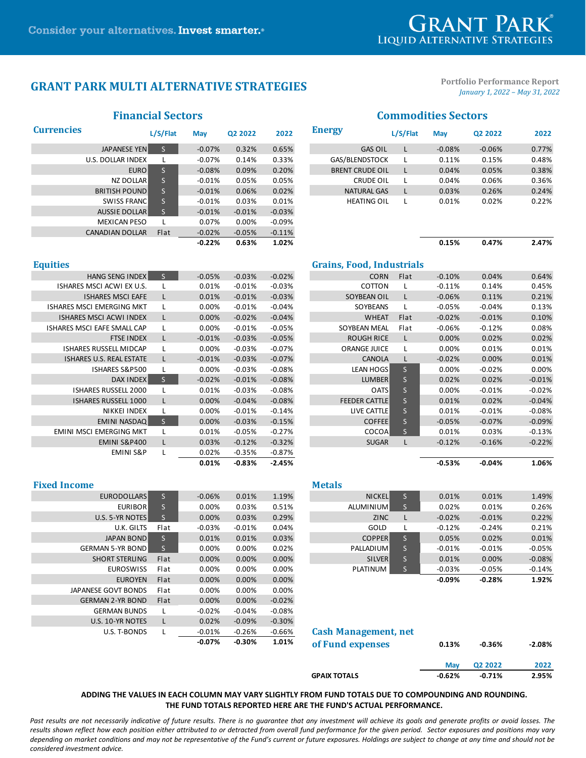Consider your alternatives. **Invest smarter.**®

# GRANT PARK MULTI ALTERNATIVE STRATEGIES

**Portfolio Performance Report**
*January 1, 2022 – May 31, 2022*

## Financial Sectors

### Currencies

| | L/S/Flat | May | Q2 2022 | 2022 |
|---|---|---|---|---|
| JAPANESE YEN | S | -0.07% | 0.32% | 0.65% |
| U.S. DOLLAR INDEX | L | -0.07% | 0.14% | 0.33% |
| EURO | S | -0.08% | 0.09% | 0.20% |
| NZ DOLLAR | S | -0.01% | 0.05% | 0.05% |
| BRITISH POUND | S | -0.01% | 0.06% | 0.02% |
| SWISS FRANC | S | -0.01% | 0.03% | 0.01% |
| AUSSIE DOLLAR | S | -0.01% | -0.01% | -0.03% |
| MEXICAN PESO | L | 0.07% | 0.00% | -0.09% |
| CANADIAN DOLLAR | Flat | -0.02% | -0.05% | -0.11% |
| | | **-0.22%** | **0.63%** | **1.02%** |

### Equities

| | L/S/Flat | May | Q2 2022 | 2022 |
|---|---|---|---|---|
| HANG SENG INDEX | S | -0.05% | -0.03% | -0.02% |
| ISHARES MSCI ACWI EX U.S. | L | 0.01% | -0.01% | -0.03% |
| ISHARES MSCI EAFE | L | 0.01% | -0.01% | -0.03% |
| ISHARES MSCI EMERGING MKT | L | 0.00% | -0.01% | -0.04% |
| ISHARES MSCI ACWI INDEX | L | 0.00% | -0.02% | -0.04% |
| ISHARES MSCI EAFE SMALL CAP | L | 0.00% | -0.01% | -0.05% |
| FTSE INDEX | L | -0.01% | -0.03% | -0.05% |
| ISHARES RUSSELL MIDCAP | L | 0.00% | -0.03% | -0.07% |
| ISHARES U.S. REAL ESTATE | L | -0.01% | -0.03% | -0.07% |
| ISHARES S&P500 | L | 0.00% | -0.03% | -0.08% |
| DAX INDEX | S | -0.02% | -0.01% | -0.08% |
| ISHARES RUSSELL 2000 | L | 0.01% | -0.03% | -0.08% |
| ISHARES RUSSELL 1000 | L | 0.00% | -0.04% | -0.08% |
| NIKKEI INDEX | L | 0.00% | -0.01% | -0.14% |
| EMINI NASDAQ | S | 0.00% | -0.03% | -0.15% |
| EMINI MSCI EMERGING MKT | L | 0.01% | -0.05% | -0.27% |
| EMINI S&P400 | L | 0.03% | -0.12% | -0.32% |
| EMINI S&P | L | 0.02% | -0.35% | -0.87% |
| | | **0.01%** | **-0.83%** | **-2.45%** |

### Fixed Income

| | L/S/Flat | May | Q2 2022 | 2022 |
|---|---|---|---|---|
| EURODOLLARS | S | -0.06% | 0.01% | 1.19% |
| EURIBOR | S | 0.00% | 0.03% | 0.51% |
| U.S. 5-YR NOTES | S | 0.00% | 0.03% | 0.29% |
| U.K. GILTS | Flat | -0.03% | -0.01% | 0.04% |
| JAPAN BOND | S | 0.01% | 0.01% | 0.03% |
| GERMAN 5-YR BOND | S | 0.00% | 0.00% | 0.02% |
| SHORT STERLING | Flat | 0.00% | 0.00% | 0.00% |
| EUROSWISS | Flat | 0.00% | 0.00% | 0.00% |
| EUROYEN | Flat | 0.00% | 0.00% | 0.00% |
| JAPANESE GOVT BONDS | Flat | 0.00% | 0.00% | 0.00% |
| GERMAN 2-YR BOND | Flat | 0.00% | 0.00% | -0.02% |
| GERMAN BUNDS | L | -0.02% | -0.04% | -0.08% |
| U.S. 10-YR NOTES | L | 0.02% | -0.09% | -0.30% |
| U.S. T-BONDS | L | -0.01% | -0.26% | -0.66% |
| | | **-0.07%** | **-0.30%** | **1.01%** |

## Commodities Sectors

### Energy

| | L/S/Flat | May | Q2 2022 | 2022 |
|---|---|---|---|---|
| GAS OIL | L | -0.08% | -0.06% | 0.77% |
| GAS/BLENDSTOCK | L | 0.11% | 0.15% | 0.48% |
| BRENT CRUDE OIL | L | 0.04% | 0.05% | 0.38% |
| CRUDE OIL | L | 0.04% | 0.06% | 0.36% |
| NATURAL GAS | L | 0.03% | 0.26% | 0.24% |
| HEATING OIL | L | 0.01% | 0.02% | 0.22% |
| | | **0.15%** | **0.47%** | **2.47%** |

### Grains, Food, Industrials

| | L/S/Flat | May | Q2 2022 | 2022 |
|---|---|---|---|---|
| CORN | Flat | -0.10% | 0.04% | 0.64% |
| COTTON | L | -0.11% | 0.14% | 0.45% |
| SOYBEAN OIL | L | -0.06% | 0.11% | 0.21% |
| SOYBEANS | L | -0.05% | -0.04% | 0.13% |
| WHEAT | Flat | -0.02% | -0.01% | 0.10% |
| SOYBEAN MEAL | Flat | -0.06% | -0.12% | 0.08% |
| ROUGH RICE | L | 0.00% | 0.02% | 0.02% |
| ORANGE JUICE | L | 0.00% | 0.01% | 0.01% |
| CANOLA | L | -0.02% | 0.00% | 0.01% |
| LEAN HOGS | S | 0.00% | -0.02% | 0.00% |
| LUMBER | S | 0.02% | 0.02% | -0.01% |
| OATS | S | 0.00% | -0.01% | -0.02% |
| FEEDER CATTLE | S | 0.01% | 0.02% | -0.04% |
| LIVE CATTLE | S | 0.01% | -0.01% | -0.08% |
| COFFEE | S | -0.05% | -0.07% | -0.09% |
| COCOA | S | 0.01% | 0.03% | -0.13% |
| SUGAR | L | -0.12% | -0.16% | -0.22% |
| | | **-0.53%** | **-0.04%** | **1.06%** |

### Metals

| | L/S/Flat | May | Q2 2022 | 2022 |
|---|---|---|---|---|
| NICKEL | S | 0.01% | 0.01% | 1.49% |
| ALUMINIUM | S | 0.02% | 0.01% | 0.26% |
| ZINC | L | -0.02% | -0.01% | 0.22% |
| GOLD | L | -0.12% | -0.24% | 0.21% |
| COPPER | S | 0.05% | 0.02% | 0.01% |
| PALLADIUM | S | -0.01% | -0.01% | -0.05% |
| SILVER | S | 0.01% | 0.00% | -0.08% |
| PLATINUM | S | -0.03% | -0.05% | -0.14% |
| | | **-0.09%** | **-0.28%** | **1.92%** |

### Cash Management, net of Fund expenses

| | May | Q2 2022 | 2022 |
|---|---|---|---|
| Cash Management, net of Fund expenses | **0.13%** | **-0.36%** | **-2.08%** |
| **GPAIX TOTALS** | **-0.62%** | **-0.71%** | **2.95%** |

**ADDING THE VALUES IN EACH COLUMN MAY VARY SLIGHTLY FROM FUND TOTALS DUE TO COMPOUNDING AND ROUNDING. THE FUND TOTALS REPORTED HERE ARE THE FUND'S ACTUAL PERFORMANCE.**

*Past results are not necessarily indicative of future results. There is no guarantee that any investment will achieve its goals and generate profits or avoid losses. The results shown reflect how each position either attributed to or detracted from overall fund performance for the given period. Sector exposures and positions may vary depending on market conditions and may not be representative of the Fund's current or future exposures. Holdings are subject to change at any time and should not be considered investment advice.*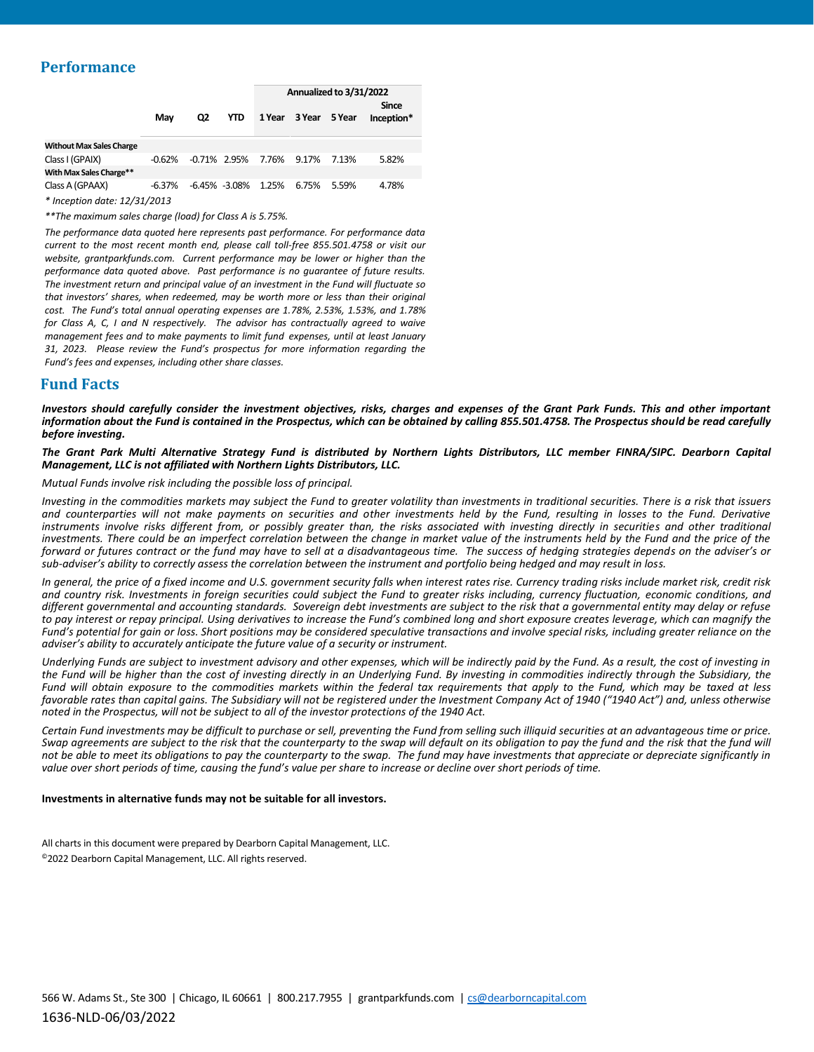## Performance

| | May | Q2 | YTD | Annualized to 3/31/2022 | | | |
|---|---|---|---|---|---|---|---|
| | | | | 1 Year | 3 Year | 5 Year | Since Inception* |
| **Without Max Sales Charge** | | | | | | | |
| Class I (GPAIX) | -0.62% | -0.71% | 2.95% | 7.76% | 9.17% | 7.13% | 5.82% |
| **With Max Sales Charge**** | | | | | | | |
| Class A (GPAAX) | -6.37% | -6.45% | -3.08% | 1.25% | 6.75% | 5.59% | 4.78% |

*\* Inception date: 12/31/2013*

*\*\*The maximum sales charge (load) for Class A is 5.75%.*

*The performance data quoted here represents past performance. For performance data current to the most recent month end, please call toll-free 855.501.4758 or visit our website, grantparkfunds.com. Current performance may be lower or higher than the performance data quoted above. Past performance is no guarantee of future results. The investment return and principal value of an investment in the Fund will fluctuate so that investors' shares, when redeemed, may be worth more or less than their original cost. The Fund's total annual operating expenses are 1.78%, 2.53%, 1.53%, and 1.78% for Class A, C, I and N respectively. The advisor has contractually agreed to waive management fees and to make payments to limit fund expenses, until at least January 31, 2023. Please review the Fund's prospectus for more information regarding the Fund's fees and expenses, including other share classes.*

## Fund Facts

***Investors should carefully consider the investment objectives, risks, charges and expenses of the Grant Park Funds. This and other important information about the Fund is contained in the Prospectus, which can be obtained by calling 855.501.4758. The Prospectus should be read carefully before investing.***

***The Grant Park Multi Alternative Strategy Fund is distributed by Northern Lights Distributors, LLC member FINRA/SIPC. Dearborn Capital Management, LLC is not affiliated with Northern Lights Distributors, LLC.***

*Mutual Funds involve risk including the possible loss of principal.*

*Investing in the commodities markets may subject the Fund to greater volatility than investments in traditional securities. There is a risk that issuers and counterparties will not make payments on securities and other investments held by the Fund, resulting in losses to the Fund. Derivative instruments involve risks different from, or possibly greater than, the risks associated with investing directly in securities and other traditional investments. There could be an imperfect correlation between the change in market value of the instruments held by the Fund and the price of the forward or futures contract or the fund may have to sell at a disadvantageous time. The success of hedging strategies depends on the adviser's or sub-adviser's ability to correctly assess the correlation between the instrument and portfolio being hedged and may result in loss.*

*In general, the price of a fixed income and U.S. government security falls when interest rates rise. Currency trading risks include market risk, credit risk and country risk. Investments in foreign securities could subject the Fund to greater risks including, currency fluctuation, economic conditions, and different governmental and accounting standards. Sovereign debt investments are subject to the risk that a governmental entity may delay or refuse to pay interest or repay principal. Using derivatives to increase the Fund's combined long and short exposure creates leverage, which can magnify the Fund's potential for gain or loss. Short positions may be considered speculative transactions and involve special risks, including greater reliance on the adviser's ability to accurately anticipate the future value of a security or instrument.*

*Underlying Funds are subject to investment advisory and other expenses, which will be indirectly paid by the Fund. As a result, the cost of investing in the Fund will be higher than the cost of investing directly in an Underlying Fund. By investing in commodities indirectly through the Subsidiary, the Fund will obtain exposure to the commodities markets within the federal tax requirements that apply to the Fund, which may be taxed at less favorable rates than capital gains. The Subsidiary will not be registered under the Investment Company Act of 1940 ("1940 Act") and, unless otherwise noted in the Prospectus, will not be subject to all of the investor protections of the 1940 Act.*

*Certain Fund investments may be difficult to purchase or sell, preventing the Fund from selling such illiquid securities at an advantageous time or price. Swap agreements are subject to the risk that the counterparty to the swap will default on its obligation to pay the fund and the risk that the fund will not be able to meet its obligations to pay the counterparty to the swap. The fund may have investments that appreciate or depreciate significantly in value over short periods of time, causing the fund's value per share to increase or decline over short periods of time.*

**Investments in alternative funds may not be suitable for all investors.**

All charts in this document were prepared by Dearborn Capital Management, LLC.

©2022 Dearborn Capital Management, LLC. All rights reserved.

566 W. Adams St., Ste 300 | Chicago, IL 60661 | 800.217.7955 | grantparkfunds.com | cs@dearborncapital.com

1636-NLD-06/03/2022